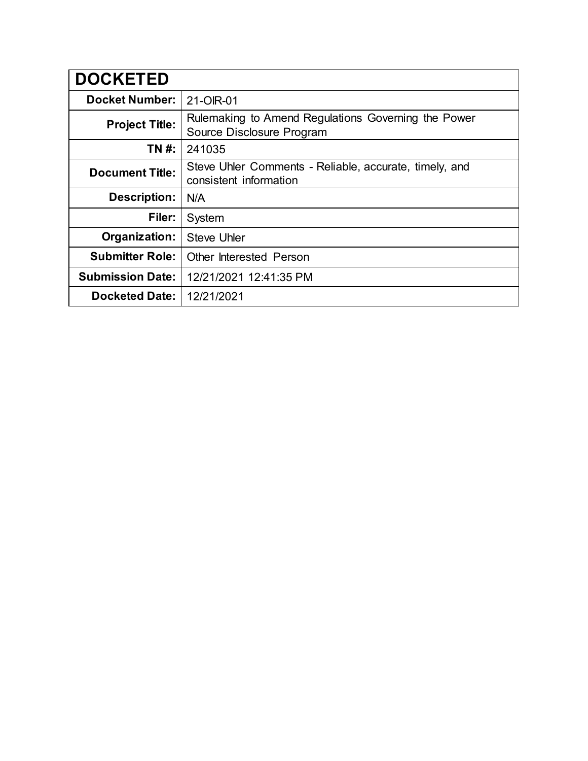| DOCKETED | |
|---|---|
| **Docket Number:** | 21-OIR-01 |
| **Project Title:** | Rulemaking to Amend Regulations Governing the Power Source Disclosure Program |
| **TN #:** | 241035 |
| **Document Title:** | Steve Uhler Comments - Reliable, accurate, timely, and consistent information |
| **Description:** | N/A |
| **Filer:** | System |
| **Organization:** | Steve Uhler |
| **Submitter Role:** | Other Interested Person |
| **Submission Date:** | 12/21/2021 12:41:35 PM |
| **Docketed Date:** | 12/21/2021 |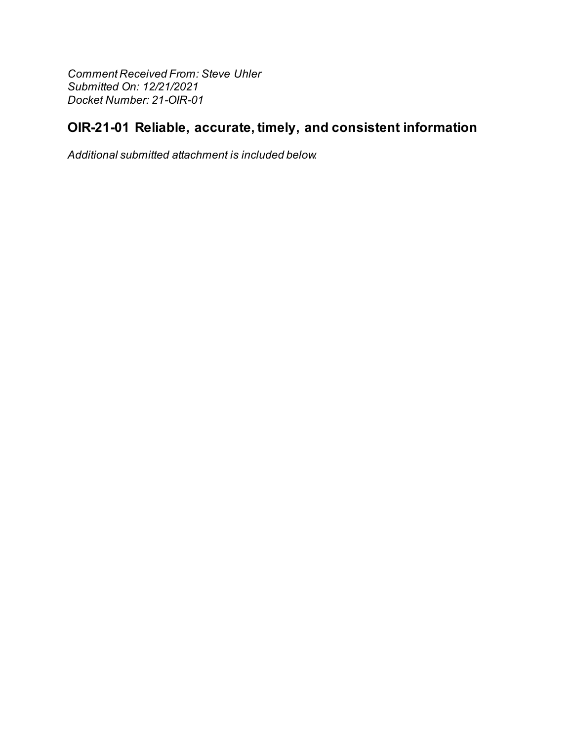*Comment Received From: Steve Uhler*
*Submitted On: 12/21/2021*
*Docket Number: 21-OIR-01*

## OIR-21-01 Reliable, accurate, timely, and consistent information

*Additional submitted attachment is included below.*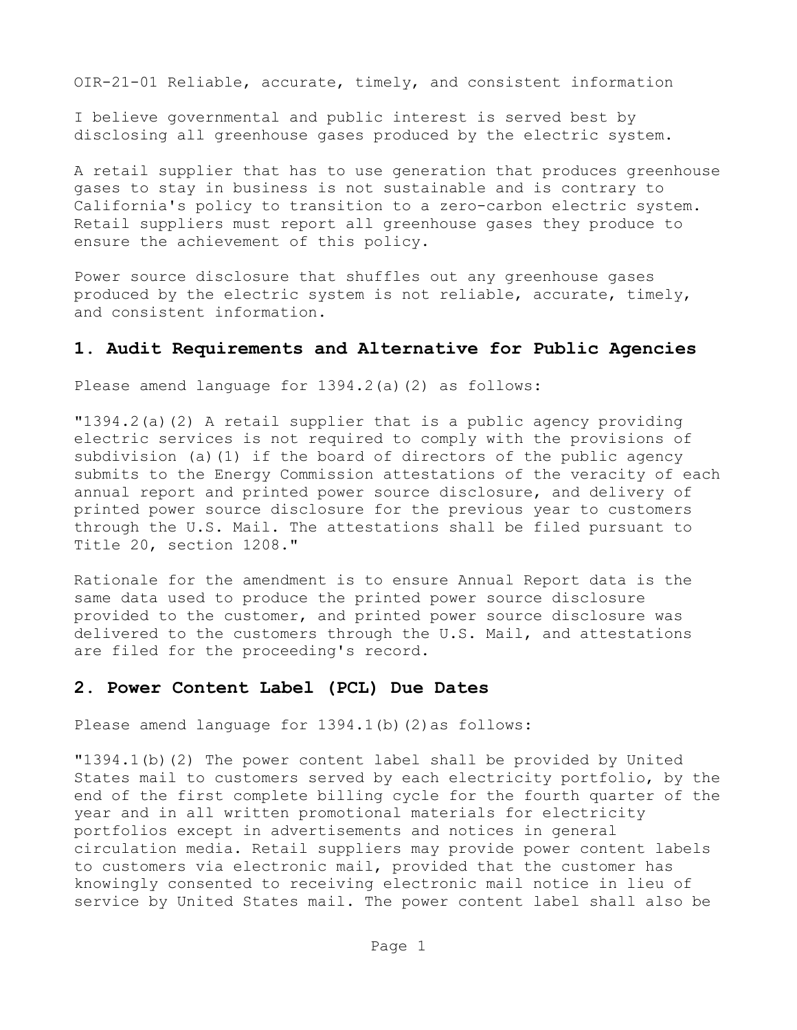OIR-21-01 Reliable, accurate, timely, and consistent information

I believe governmental and public interest is served best by disclosing all greenhouse gases produced by the electric system.

A retail supplier that has to use generation that produces greenhouse gases to stay in business is not sustainable and is contrary to California's policy to transition to a zero-carbon electric system. Retail suppliers must report all greenhouse gases they produce to ensure the achievement of this policy.

Power source disclosure that shuffles out any greenhouse gases produced by the electric system is not reliable, accurate, timely, and consistent information.

## 1. Audit Requirements and Alternative for Public Agencies

Please amend language for 1394.2(a)(2) as follows:

"1394.2(a)(2) A retail supplier that is a public agency providing electric services is not required to comply with the provisions of subdivision (a)(1) if the board of directors of the public agency submits to the Energy Commission attestations of the veracity of each annual report and printed power source disclosure, and delivery of printed power source disclosure for the previous year to customers through the U.S. Mail. The attestations shall be filed pursuant to Title 20, section 1208."

Rationale for the amendment is to ensure Annual Report data is the same data used to produce the printed power source disclosure provided to the customer, and printed power source disclosure was delivered to the customers through the U.S. Mail, and attestations are filed for the proceeding's record.

## 2. Power Content Label (PCL) Due Dates

Please amend language for 1394.1(b)(2)as follows:

"1394.1(b)(2) The power content label shall be provided by United States mail to customers served by each electricity portfolio, by the end of the first complete billing cycle for the fourth quarter of the year and in all written promotional materials for electricity portfolios except in advertisements and notices in general circulation media. Retail suppliers may provide power content labels to customers via electronic mail, provided that the customer has knowingly consented to receiving electronic mail notice in lieu of service by United States mail. The power content label shall also be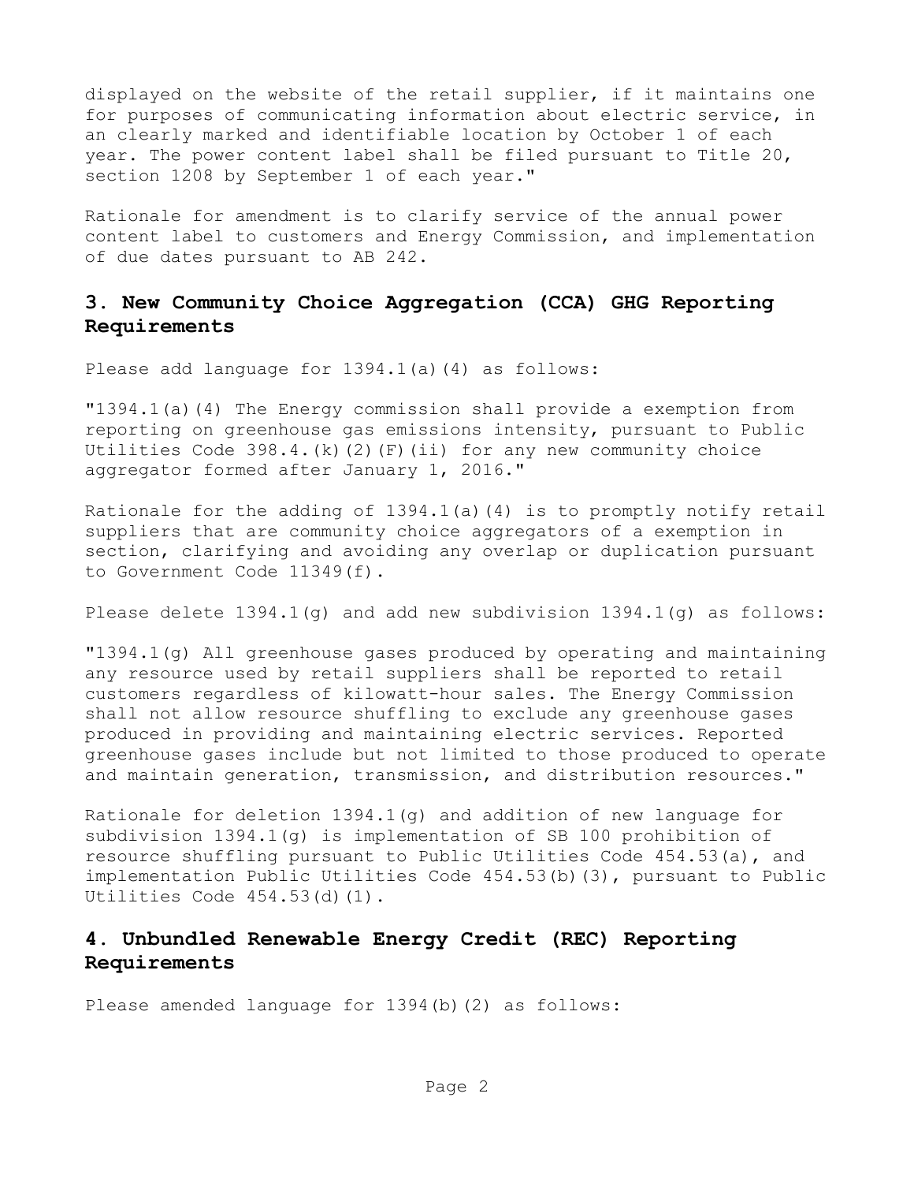displayed on the website of the retail supplier, if it maintains one for purposes of communicating information about electric service, in an clearly marked and identifiable location by October 1 of each year. The power content label shall be filed pursuant to Title 20, section 1208 by September 1 of each year."

Rationale for amendment is to clarify service of the annual power content label to customers and Energy Commission, and implementation of due dates pursuant to AB 242.

## 3. New Community Choice Aggregation (CCA) GHG Reporting Requirements

Please add language for 1394.1(a)(4) as follows:

"1394.1(a)(4) The Energy commission shall provide a exemption from reporting on greenhouse gas emissions intensity, pursuant to Public Utilities Code 398.4.(k)(2)(F)(ii) for any new community choice aggregator formed after January 1, 2016."

Rationale for the adding of 1394.1(a)(4) is to promptly notify retail suppliers that are community choice aggregators of a exemption in section, clarifying and avoiding any overlap or duplication pursuant to Government Code 11349(f).

Please delete 1394.1(g) and add new subdivision 1394.1(g) as follows:

"1394.1(g) All greenhouse gases produced by operating and maintaining any resource used by retail suppliers shall be reported to retail customers regardless of kilowatt-hour sales. The Energy Commission shall not allow resource shuffling to exclude any greenhouse gases produced in providing and maintaining electric services. Reported greenhouse gases include but not limited to those produced to operate and maintain generation, transmission, and distribution resources."

Rationale for deletion 1394.1(g) and addition of new language for subdivision 1394.1(g) is implementation of SB 100 prohibition of resource shuffling pursuant to Public Utilities Code 454.53(a), and implementation Public Utilities Code 454.53(b)(3), pursuant to Public Utilities Code 454.53(d)(1).

## 4. Unbundled Renewable Energy Credit (REC) Reporting Requirements

Please amended language for 1394(b)(2) as follows: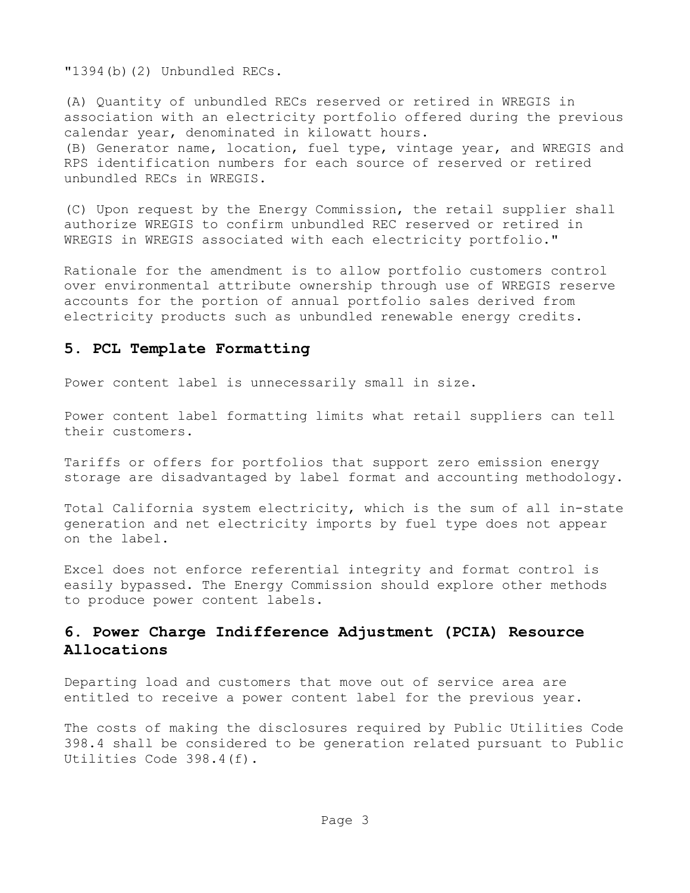"1394(b)(2) Unbundled RECs.

(A) Quantity of unbundled RECs reserved or retired in WREGIS in association with an electricity portfolio offered during the previous calendar year, denominated in kilowatt hours.
(B) Generator name, location, fuel type, vintage year, and WREGIS and RPS identification numbers for each source of reserved or retired unbundled RECs in WREGIS.

(C) Upon request by the Energy Commission, the retail supplier shall authorize WREGIS to confirm unbundled REC reserved or retired in WREGIS in WREGIS associated with each electricity portfolio."

Rationale for the amendment is to allow portfolio customers control over environmental attribute ownership through use of WREGIS reserve accounts for the portion of annual portfolio sales derived from electricity products such as unbundled renewable energy credits.

## 5. PCL Template Formatting

Power content label is unnecessarily small in size.

Power content label formatting limits what retail suppliers can tell their customers.

Tariffs or offers for portfolios that support zero emission energy storage are disadvantaged by label format and accounting methodology.

Total California system electricity, which is the sum of all in-state generation and net electricity imports by fuel type does not appear on the label.

Excel does not enforce referential integrity and format control is easily bypassed. The Energy Commission should explore other methods to produce power content labels.

## 6. Power Charge Indifference Adjustment (PCIA) Resource Allocations

Departing load and customers that move out of service area are entitled to receive a power content label for the previous year.

The costs of making the disclosures required by Public Utilities Code 398.4 shall be considered to be generation related pursuant to Public Utilities Code 398.4(f).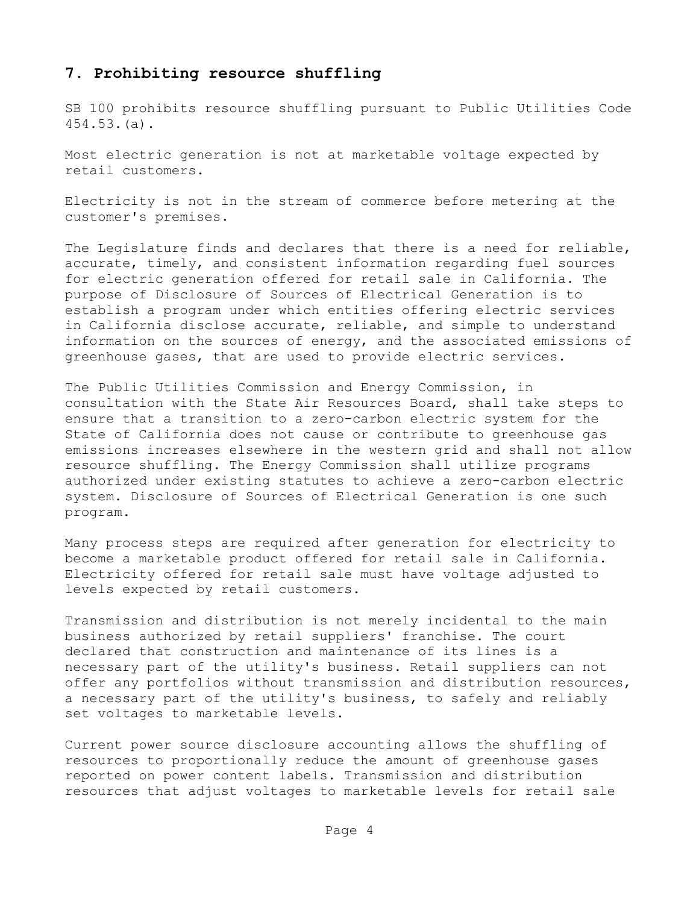## 7. Prohibiting resource shuffling

SB 100 prohibits resource shuffling pursuant to Public Utilities Code 454.53.(a).

Most electric generation is not at marketable voltage expected by retail customers.

Electricity is not in the stream of commerce before metering at the customer's premises.

The Legislature finds and declares that there is a need for reliable, accurate, timely, and consistent information regarding fuel sources for electric generation offered for retail sale in California. The purpose of Disclosure of Sources of Electrical Generation is to establish a program under which entities offering electric services in California disclose accurate, reliable, and simple to understand information on the sources of energy, and the associated emissions of greenhouse gases, that are used to provide electric services.

The Public Utilities Commission and Energy Commission, in consultation with the State Air Resources Board, shall take steps to ensure that a transition to a zero-carbon electric system for the State of California does not cause or contribute to greenhouse gas emissions increases elsewhere in the western grid and shall not allow resource shuffling. The Energy Commission shall utilize programs authorized under existing statutes to achieve a zero-carbon electric system. Disclosure of Sources of Electrical Generation is one such program.

Many process steps are required after generation for electricity to become a marketable product offered for retail sale in California. Electricity offered for retail sale must have voltage adjusted to levels expected by retail customers.

Transmission and distribution is not merely incidental to the main business authorized by retail suppliers' franchise. The court declared that construction and maintenance of its lines is a necessary part of the utility's business. Retail suppliers can not offer any portfolios without transmission and distribution resources, a necessary part of the utility's business, to safely and reliably set voltages to marketable levels.

Current power source disclosure accounting allows the shuffling of resources to proportionally reduce the amount of greenhouse gases reported on power content labels. Transmission and distribution resources that adjust voltages to marketable levels for retail sale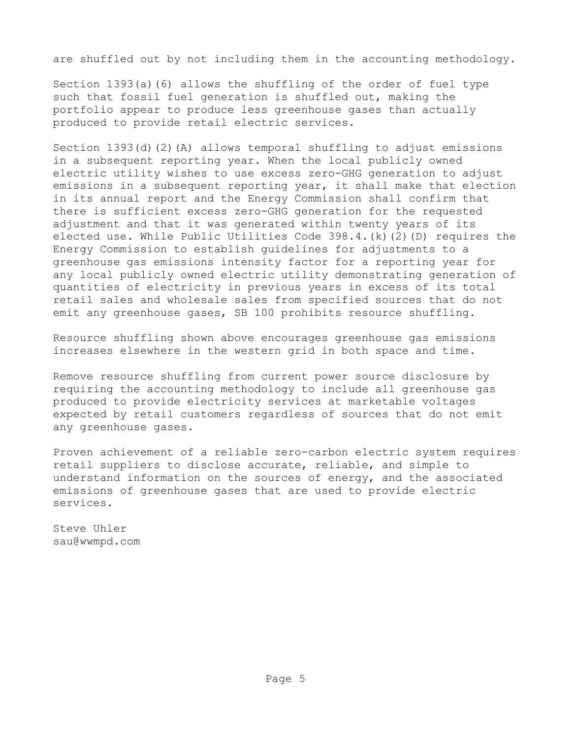are shuffled out by not including them in the accounting methodology.

Section 1393(a)(6) allows the shuffling of the order of fuel type such that fossil fuel generation is shuffled out, making the portfolio appear to produce less greenhouse gases than actually produced to provide retail electric services.

Section 1393(d)(2)(A) allows temporal shuffling to adjust emissions in a subsequent reporting year. When the local publicly owned electric utility wishes to use excess zero-GHG generation to adjust emissions in a subsequent reporting year, it shall make that election in its annual report and the Energy Commission shall confirm that there is sufficient excess zero-GHG generation for the requested adjustment and that it was generated within twenty years of its elected use. While Public Utilities Code 398.4.(k)(2)(D) requires the Energy Commission to establish guidelines for adjustments to a greenhouse gas emissions intensity factor for a reporting year for any local publicly owned electric utility demonstrating generation of quantities of electricity in previous years in excess of its total retail sales and wholesale sales from specified sources that do not emit any greenhouse gases, SB 100 prohibits resource shuffling.

Resource shuffling shown above encourages greenhouse gas emissions increases elsewhere in the western grid in both space and time.

Remove resource shuffling from current power source disclosure by requiring the accounting methodology to include all greenhouse gas produced to provide electricity services at marketable voltages expected by retail customers regardless of sources that do not emit any greenhouse gases.

Proven achievement of a reliable zero-carbon electric system requires retail suppliers to disclose accurate, reliable, and simple to understand information on the sources of energy, and the associated emissions of greenhouse gases that are used to provide electric services.

Steve Uhler
sau@wwmpd.com